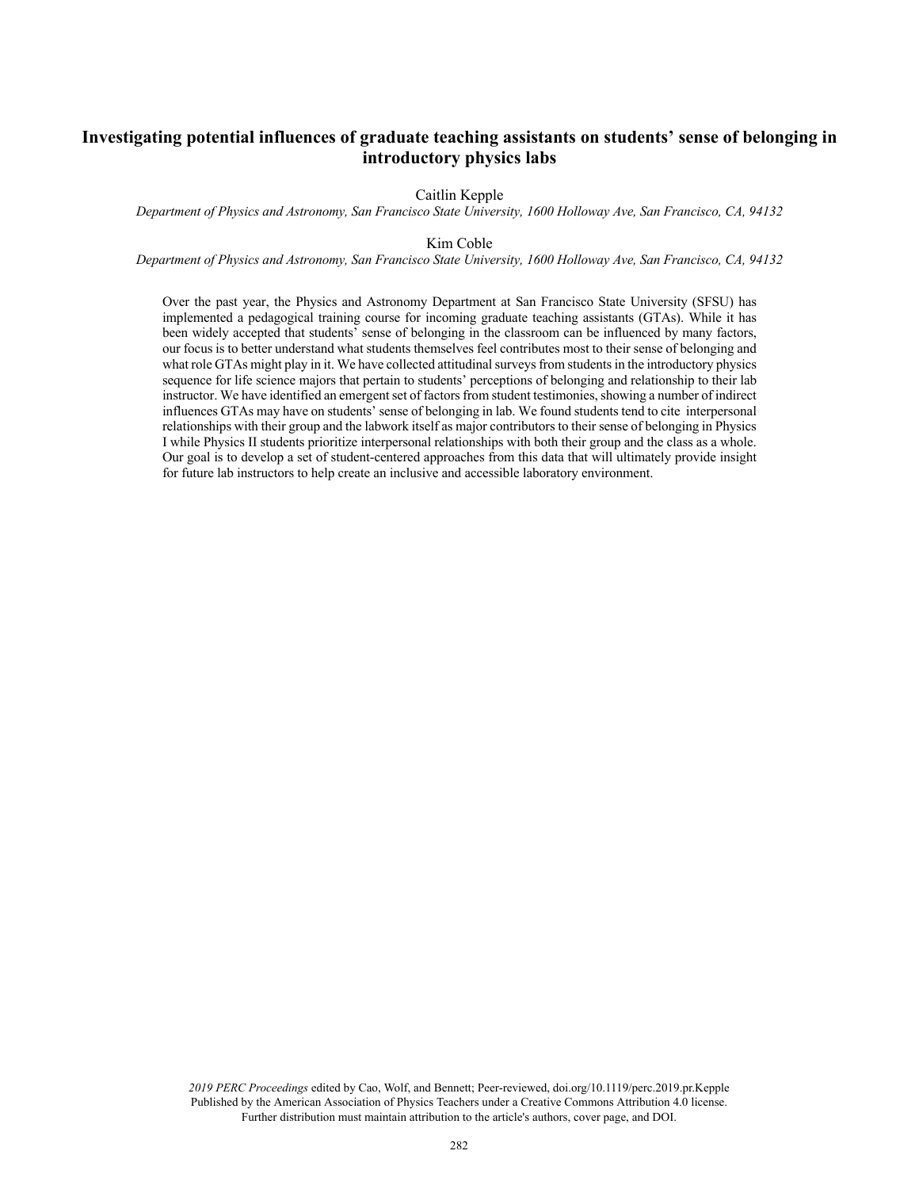# Investigating potential influences of graduate teaching assistants on students' sense of belonging in introductory physics labs

Caitlin Kepple

*Department of Physics and Astronomy, San Francisco State University, 1600 Holloway Ave, San Francisco, CA, 94132*

Kim Coble

*Department of Physics and Astronomy, San Francisco State University, 1600 Holloway Ave, San Francisco, CA, 94132*

Over the past year, the Physics and Astronomy Department at San Francisco State University (SFSU) has implemented a pedagogical training course for incoming graduate teaching assistants (GTAs). While it has been widely accepted that students' sense of belonging in the classroom can be influenced by many factors, our focus is to better understand what students themselves feel contributes most to their sense of belonging and what role GTAs might play in it. We have collected attitudinal surveys from students in the introductory physics sequence for life science majors that pertain to students' perceptions of belonging and relationship to their lab instructor. We have identified an emergent set of factors from student testimonies, showing a number of indirect influences GTAs may have on students' sense of belonging in lab. We found students tend to cite interpersonal relationships with their group and the labwork itself as major contributors to their sense of belonging in Physics I while Physics II students prioritize interpersonal relationships with both their group and the class as a whole. Our goal is to develop a set of student-centered approaches from this data that will ultimately provide insight for future lab instructors to help create an inclusive and accessible laboratory environment.

*2019 PERC Proceedings* edited by Cao, Wolf, and Bennett; Peer-reviewed, doi.org/10.1119/perc.2019.pr.Kepple
Published by the American Association of Physics Teachers under a Creative Commons Attribution 4.0 license.
Further distribution must maintain attribution to the article's authors, cover page, and DOI.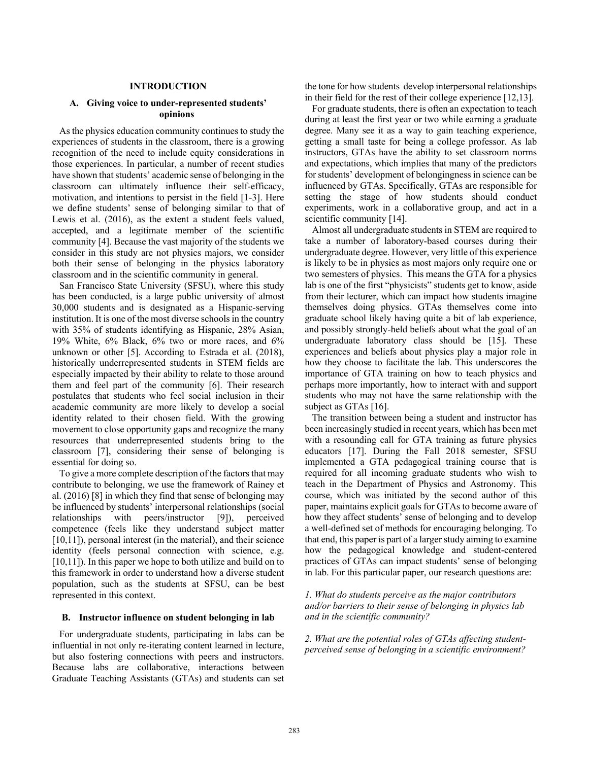## INTRODUCTION

### A. Giving voice to under-represented students' opinions

As the physics education community continues to study the experiences of students in the classroom, there is a growing recognition of the need to include equity considerations in those experiences. In particular, a number of recent studies have shown that students' academic sense of belonging in the classroom can ultimately influence their self-efficacy, motivation, and intentions to persist in the field [1-3]. Here we define students' sense of belonging similar to that of Lewis et al. (2016), as the extent a student feels valued, accepted, and a legitimate member of the scientific community [4]. Because the vast majority of the students we consider in this study are not physics majors, we consider both their sense of belonging in the physics laboratory classroom and in the scientific community in general.

San Francisco State University (SFSU), where this study has been conducted, is a large public university of almost 30,000 students and is designated as a Hispanic-serving institution. It is one of the most diverse schools in the country with 35% of students identifying as Hispanic, 28% Asian, 19% White, 6% Black, 6% two or more races, and 6% unknown or other [5]. According to Estrada et al. (2018), historically underrepresented students in STEM fields are especially impacted by their ability to relate to those around them and feel part of the community [6]. Their research postulates that students who feel social inclusion in their academic community are more likely to develop a social identity related to their chosen field. With the growing movement to close opportunity gaps and recognize the many resources that underrepresented students bring to the classroom [7], considering their sense of belonging is essential for doing so.

To give a more complete description of the factors that may contribute to belonging, we use the framework of Rainey et al. (2016) [8] in which they find that sense of belonging may be influenced by students' interpersonal relationships (social relationships with peers/instructor [9]), perceived competence (feels like they understand subject matter [10,11]), personal interest (in the material), and their science identity (feels personal connection with science, e.g. [10,11]). In this paper we hope to both utilize and build on to this framework in order to understand how a diverse student population, such as the students at SFSU, can be best represented in this context.

### B. Instructor influence on student belonging in lab

For undergraduate students, participating in labs can be influential in not only re-iterating content learned in lecture, but also fostering connections with peers and instructors. Because labs are collaborative, interactions between Graduate Teaching Assistants (GTAs) and students can set the tone for how students develop interpersonal relationships in their field for the rest of their college experience [12,13].

For graduate students, there is often an expectation to teach during at least the first year or two while earning a graduate degree. Many see it as a way to gain teaching experience, getting a small taste for being a college professor. As lab instructors, GTAs have the ability to set classroom norms and expectations, which implies that many of the predictors for students' development of belongingness in science can be influenced by GTAs. Specifically, GTAs are responsible for setting the stage of how students should conduct experiments, work in a collaborative group, and act in a scientific community [14].

Almost all undergraduate students in STEM are required to take a number of laboratory-based courses during their undergraduate degree. However, very little of this experience is likely to be in physics as most majors only require one or two semesters of physics. This means the GTA for a physics lab is one of the first "physicists" students get to know, aside from their lecturer, which can impact how students imagine themselves doing physics. GTAs themselves come into graduate school likely having quite a bit of lab experience, and possibly strongly-held beliefs about what the goal of an undergraduate laboratory class should be [15]. These experiences and beliefs about physics play a major role in how they choose to facilitate the lab. This underscores the importance of GTA training on how to teach physics and perhaps more importantly, how to interact with and support students who may not have the same relationship with the subject as GTAs [16].

The transition between being a student and instructor has been increasingly studied in recent years, which has been met with a resounding call for GTA training as future physics educators [17]. During the Fall 2018 semester, SFSU implemented a GTA pedagogical training course that is required for all incoming graduate students who wish to teach in the Department of Physics and Astronomy. This course, which was initiated by the second author of this paper, maintains explicit goals for GTAs to become aware of how they affect students' sense of belonging and to develop a well-defined set of methods for encouraging belonging. To that end, this paper is part of a larger study aiming to examine how the pedagogical knowledge and student-centered practices of GTAs can impact students' sense of belonging in lab. For this particular paper, our research questions are:

*1. What do students perceive as the major contributors and/or barriers to their sense of belonging in physics lab and in the scientific community?*

*2. What are the potential roles of GTAs affecting student-perceived sense of belonging in a scientific environment?*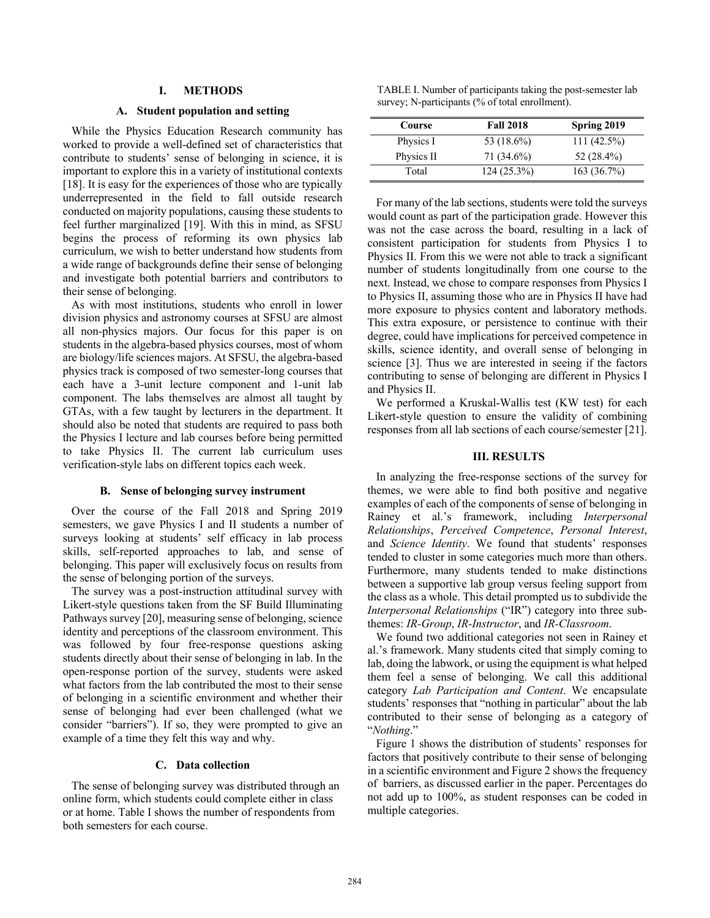## I. METHODS

### A. Student population and setting

While the Physics Education Research community has worked to provide a well-defined set of characteristics that contribute to students' sense of belonging in science, it is important to explore this in a variety of institutional contexts [18]. It is easy for the experiences of those who are typically underrepresented in the field to fall outside research conducted on majority populations, causing these students to feel further marginalized [19]. With this in mind, as SFSU begins the process of reforming its own physics lab curriculum, we wish to better understand how students from a wide range of backgrounds define their sense of belonging and investigate both potential barriers and contributors to their sense of belonging.

As with most institutions, students who enroll in lower division physics and astronomy courses at SFSU are almost all non-physics majors. Our focus for this paper is on students in the algebra-based physics courses, most of whom are biology/life sciences majors. At SFSU, the algebra-based physics track is composed of two semester-long courses that each have a 3-unit lecture component and 1-unit lab component. The labs themselves are almost all taught by GTAs, with a few taught by lecturers in the department. It should also be noted that students are required to pass both the Physics I lecture and lab courses before being permitted to take Physics II. The current lab curriculum uses verification-style labs on different topics each week.

### B. Sense of belonging survey instrument

Over the course of the Fall 2018 and Spring 2019 semesters, we gave Physics I and II students a number of surveys looking at students' self efficacy in lab process skills, self-reported approaches to lab, and sense of belonging. This paper will exclusively focus on results from the sense of belonging portion of the surveys.

The survey was a post-instruction attitudinal survey with Likert-style questions taken from the SF Build Illuminating Pathways survey [20], measuring sense of belonging, science identity and perceptions of the classroom environment. This was followed by four free-response questions asking students directly about their sense of belonging in lab. In the open-response portion of the survey, students were asked what factors from the lab contributed the most to their sense of belonging in a scientific environment and whether their sense of belonging had ever been challenged (what we consider "barriers"). If so, they were prompted to give an example of a time they felt this way and why.

### C. Data collection

The sense of belonging survey was distributed through an online form, which students could complete either in class or at home. Table I shows the number of respondents from both semesters for each course.

TABLE I. Number of participants taking the post-semester lab survey; N-participants (% of total enrollment).

| Course | Fall 2018 | Spring 2019 |
|---|---|---|
| Physics I | 53 (18.6%) | 111 (42.5%) |
| Physics II | 71 (34.6%) | 52 (28.4%) |
| Total | 124 (25.3%) | 163 (36.7%) |

For many of the lab sections, students were told the surveys would count as part of the participation grade. However this was not the case across the board, resulting in a lack of consistent participation for students from Physics I to Physics II. From this we were not able to track a significant number of students longitudinally from one course to the next. Instead, we chose to compare responses from Physics I to Physics II, assuming those who are in Physics II have had more exposure to physics content and laboratory methods. This extra exposure, or persistence to continue with their degree, could have implications for perceived competence in skills, science identity, and overall sense of belonging in science [3]. Thus we are interested in seeing if the factors contributing to sense of belonging are different in Physics I and Physics II.

We performed a Kruskal-Wallis test (KW test) for each Likert-style question to ensure the validity of combining responses from all lab sections of each course/semester [21].

## III. RESULTS

In analyzing the free-response sections of the survey for themes, we were able to find both positive and negative examples of each of the components of sense of belonging in Rainey et al.'s framework, including *Interpersonal Relationships*, *Perceived Competence*, *Personal Interest*, and *Science Identity*. We found that students' responses tended to cluster in some categories much more than others. Furthermore, many students tended to make distinctions between a supportive lab group versus feeling support from the class as a whole. This detail prompted us to subdivide the *Interpersonal Relationships* ("IR") category into three sub-themes: *IR-Group*, *IR-Instructor*, and *IR-Classroom*.

We found two additional categories not seen in Rainey et al.'s framework. Many students cited that simply coming to lab, doing the labwork, or using the equipment is what helped them feel a sense of belonging. We call this additional category *Lab Participation and Content*. We encapsulate students' responses that "nothing in particular" about the lab contributed to their sense of belonging as a category of "*Nothing*."

Figure 1 shows the distribution of students' responses for factors that positively contribute to their sense of belonging in a scientific environment and Figure 2 shows the frequency of barriers, as discussed earlier in the paper. Percentages do not add up to 100%, as student responses can be coded in multiple categories.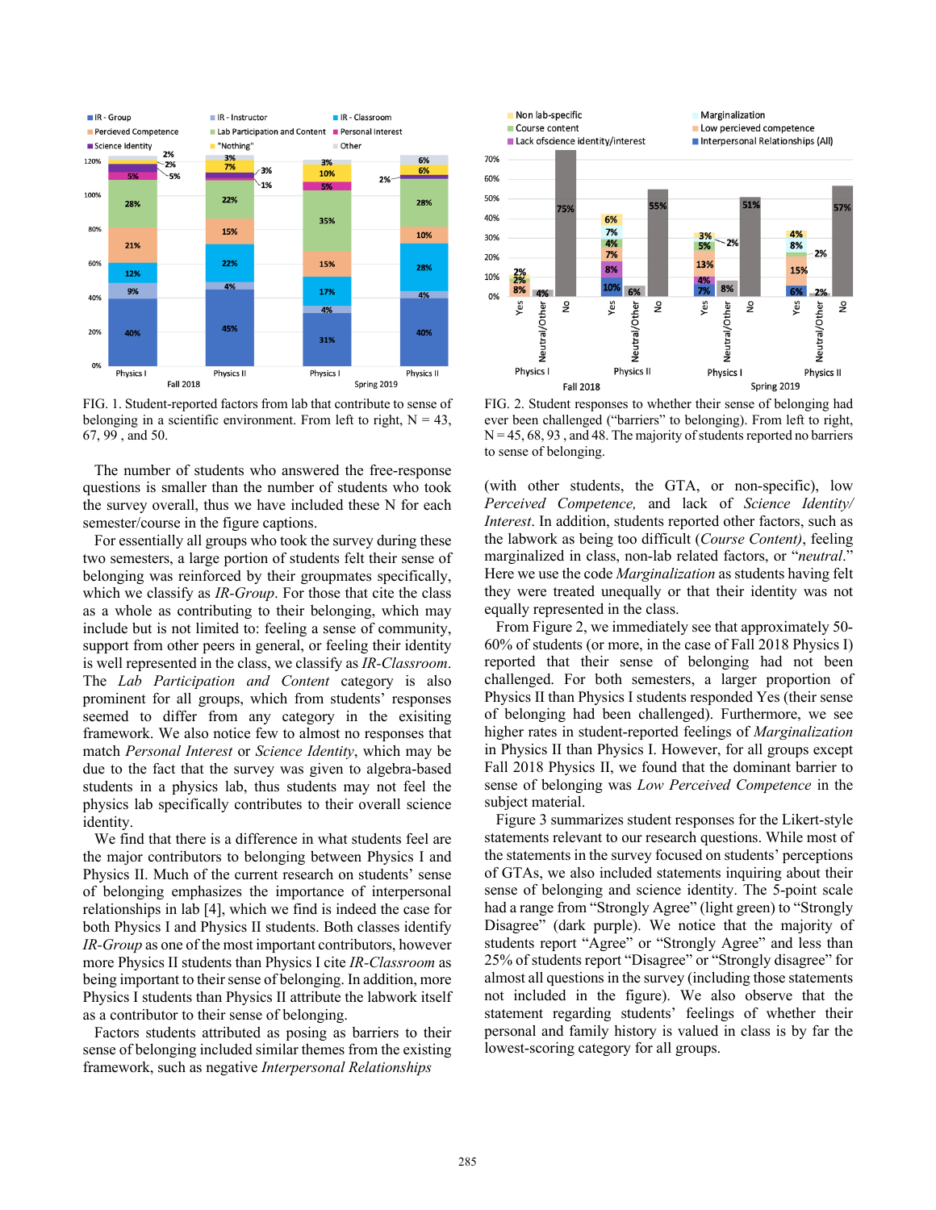FIG. 1. Student-reported factors from lab that contribute to sense of belonging in a scientific environment. From left to right, N = 43, 67, 99 , and 50.

FIG. 2. Student responses to whether their sense of belonging had ever been challenged ("barriers" to belonging). From left to right, N = 45, 68, 93 , and 48. The majority of students reported no barriers to sense of belonging.

The number of students who answered the free-response questions is smaller than the number of students who took the survey overall, thus we have included these N for each semester/course in the figure captions.

For essentially all groups who took the survey during these two semesters, a large portion of students felt their sense of belonging was reinforced by their groupmates specifically, which we classify as *IR-Group*. For those that cite the class as a whole as contributing to their belonging, which may include but is not limited to: feeling a sense of community, support from other peers in general, or feeling their identity is well represented in the class, we classify as *IR-Classroom*. The *Lab Participation and Content* category is also prominent for all groups, which from students' responses seemed to differ from any category in the exisiting framework. We also notice few to almost no responses that match *Personal Interest* or *Science Identity*, which may be due to the fact that the survey was given to algebra-based students in a physics lab, thus students may not feel the physics lab specifically contributes to their overall science identity.

We find that there is a difference in what students feel are the major contributors to belonging between Physics I and Physics II. Much of the current research on students' sense of belonging emphasizes the importance of interpersonal relationships in lab [4], which we find is indeed the case for both Physics I and Physics II students. Both classes identify *IR-Group* as one of the most important contributors, however more Physics II students than Physics I cite *IR-Classroom* as being important to their sense of belonging. In addition, more Physics I students than Physics II attribute the labwork itself as a contributor to their sense of belonging.

Factors students attributed as posing as barriers to their sense of belonging included similar themes from the existing framework, such as negative *Interpersonal Relationships* (with other students, the GTA, or non-specific), low *Perceived Competence,* and lack of *Science Identity/ Interest*. In addition, students reported other factors, such as the labwork as being too difficult (*Course Content)*, feeling marginalized in class, non-lab related factors, or "*neutral*." Here we use the code *Marginalization* as students having felt they were treated unequally or that their identity was not equally represented in the class.

From Figure 2, we immediately see that approximately 50-60% of students (or more, in the case of Fall 2018 Physics I) reported that their sense of belonging had not been challenged. For both semesters, a larger proportion of Physics II than Physics I students responded Yes (their sense of belonging had been challenged). Furthermore, we see higher rates in student-reported feelings of *Marginalization* in Physics II than Physics I. However, for all groups except Fall 2018 Physics II, we found that the dominant barrier to sense of belonging was *Low Perceived Competence* in the subject material.

Figure 3 summarizes student responses for the Likert-style statements relevant to our research questions. While most of the statements in the survey focused on students' perceptions of GTAs, we also included statements inquiring about their sense of belonging and science identity. The 5-point scale had a range from "Strongly Agree" (light green) to "Strongly Disagree" (dark purple). We notice that the majority of students report "Agree" or "Strongly Agree" and less than 25% of students report "Disagree" or "Strongly disagree" for almost all questions in the survey (including those statements not included in the figure). We also observe that the statement regarding students' feelings of whether their personal and family history is valued in class is by far the lowest-scoring category for all groups.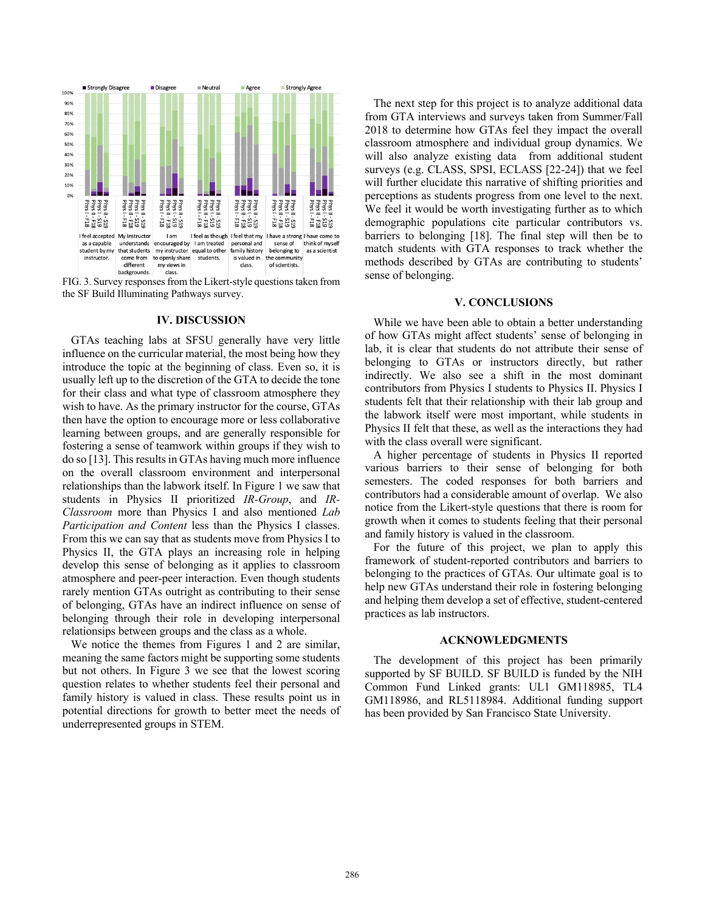FIG. 3. Survey responses from the Likert-style questions taken from the SF Build Illuminating Pathways survey.

## IV. DISCUSSION

GTAs teaching labs at SFSU generally have very little influence on the curricular material, the most being how they introduce the topic at the beginning of class. Even so, it is usually left up to the discretion of the GTA to decide the tone for their class and what type of classroom atmosphere they wish to have. As the primary instructor for the course, GTAs then have the option to encourage more or less collaborative learning between groups, and are generally responsible for fostering a sense of teamwork within groups if they wish to do so [13]. This results in GTAs having much more influence on the overall classroom environment and interpersonal relationships than the labwork itself. In Figure 1 we saw that students in Physics II prioritized *IR-Group*, and *IR-Classroom* more than Physics I and also mentioned *Lab Participation and Content* less than the Physics I classes. From this we can say that as students move from Physics I to Physics II, the GTA plays an increasing role in helping develop this sense of belonging as it applies to classroom atmosphere and peer-peer interaction. Even though students rarely mention GTAs outright as contributing to their sense of belonging, GTAs have an indirect influence on sense of belonging through their role in developing interpersonal relationships between groups and the class as a whole.

We notice the themes from Figures 1 and 2 are similar, meaning the same factors might be supporting some students but not others. In Figure 3 we see that the lowest scoring question relates to whether students feel their personal and family history is valued in class. These results point us in potential directions for growth to better meet the needs of underrepresented groups in STEM.

The next step for this project is to analyze additional data from GTA interviews and surveys taken from Summer/Fall 2018 to determine how GTAs feel they impact the overall classroom atmosphere and individual group dynamics. We will also analyze existing data from additional student surveys (e.g. CLASS, SPSI, ECLASS [22-24]) that we feel will further elucidate this narrative of shifting priorities and perceptions as students progress from one level to the next. We feel it would be worth investigating further as to which demographic populations cite particular contributors vs. barriers to belonging [18]. The final step will then be to match students with GTA responses to track whether the methods described by GTAs are contributing to students' sense of belonging.

## V. CONCLUSIONS

While we have been able to obtain a better understanding of how GTAs might affect students' sense of belonging in lab, it is clear that students do not attribute their sense of belonging to GTAs or instructors directly, but rather indirectly. We also see a shift in the most dominant contributors from Physics I students to Physics II. Physics I students felt that their relationship with their lab group and the labwork itself were most important, while students in Physics II felt that these, as well as the interactions they had with the class overall were significant.

A higher percentage of students in Physics II reported various barriers to their sense of belonging for both semesters. The coded responses for both barriers and contributors had a considerable amount of overlap. We also notice from the Likert-style questions that there is room for growth when it comes to students feeling that their personal and family history is valued in the classroom.

For the future of this project, we plan to apply this framework of student-reported contributors and barriers to belonging to the practices of GTAs. Our ultimate goal is to help new GTAs understand their role in fostering belonging and helping them develop a set of effective, student-centered practices as lab instructors.

## ACKNOWLEDGMENTS

The development of this project has been primarily supported by SF BUILD. SF BUILD is funded by the NIH Common Fund Linked grants: UL1 GM118985, TL4 GM118986, and RL5118984. Additional funding support has been provided by San Francisco State University.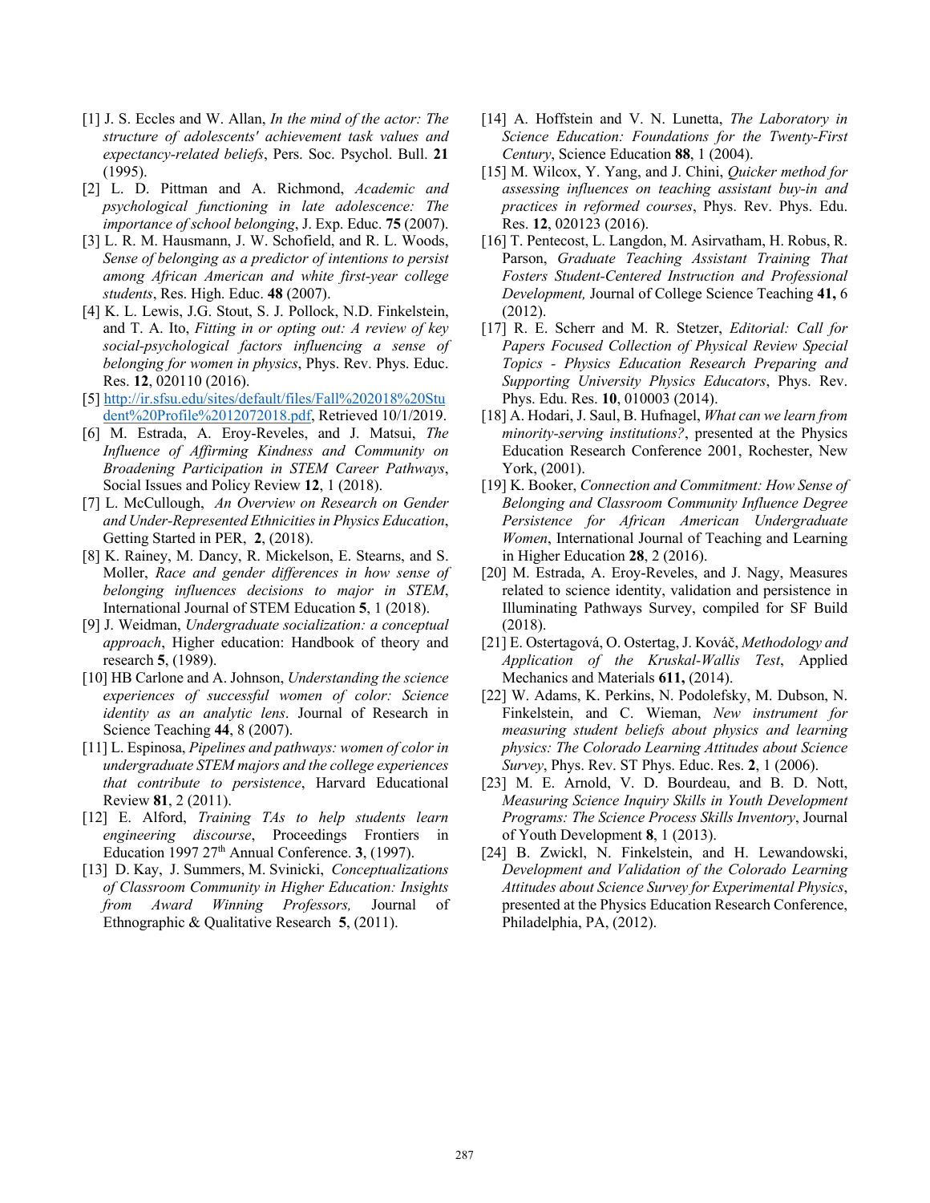[1] J. S. Eccles and W. Allan, *In the mind of the actor: The structure of adolescents' achievement task values and expectancy-related beliefs*, Pers. Soc. Psychol. Bull. **21** (1995).

[2] L. D. Pittman and A. Richmond, *Academic and psychological functioning in late adolescence: The importance of school belonging*, J. Exp. Educ. **75** (2007).

[3] L. R. M. Hausmann, J. W. Schofield, and R. L. Woods, *Sense of belonging as a predictor of intentions to persist among African American and white first-year college students*, Res. High. Educ. **48** (2007).

[4] K. L. Lewis, J.G. Stout, S. J. Pollock, N.D. Finkelstein, and T. A. Ito, *Fitting in or opting out: A review of key social-psychological factors influencing a sense of belonging for women in physics*, Phys. Rev. Phys. Educ. Res. **12**, 020110 (2016).

[5] http://ir.sfsu.edu/sites/default/files/Fall%202018%20Student%20Profile%2012072018.pdf, Retrieved 10/1/2019.

[6] M. Estrada, A. Eroy-Reveles, and J. Matsui, *The Influence of Affirming Kindness and Community on Broadening Participation in STEM Career Pathways*, Social Issues and Policy Review **12**, 1 (2018).

[7] L. McCullough, *An Overview on Research on Gender and Under-Represented Ethnicities in Physics Education*, Getting Started in PER, **2**, (2018).

[8] K. Rainey, M. Dancy, R. Mickelson, E. Stearns, and S. Moller, *Race and gender differences in how sense of belonging influences decisions to major in STEM*, International Journal of STEM Education **5**, 1 (2018).

[9] J. Weidman, *Undergraduate socialization: a conceptual approach*, Higher education: Handbook of theory and research **5**, (1989).

[10] HB Carlone and A. Johnson, *Understanding the science experiences of successful women of color: Science identity as an analytic lens*. Journal of Research in Science Teaching **44**, 8 (2007).

[11] L. Espinosa, *Pipelines and pathways: women of color in undergraduate STEM majors and the college experiences that contribute to persistence*, Harvard Educational Review **81**, 2 (2011).

[12] E. Alford, *Training TAs to help students learn engineering discourse*, Proceedings Frontiers in Education 1997 27th Annual Conference. **3**, (1997).

[13] D. Kay, J. Summers, M. Svinicki, *Conceptualizations of Classroom Community in Higher Education: Insights from Award Winning Professors,* Journal of Ethnographic & Qualitative Research **5**, (2011).

[14] A. Hoffstein and V. N. Lunetta, *The Laboratory in Science Education: Foundations for the Twenty-First Century*, Science Education **88**, 1 (2004).

[15] M. Wilcox, Y. Yang, and J. Chini, *Quicker method for assessing influences on teaching assistant buy-in and practices in reformed courses*, Phys. Rev. Phys. Edu. Res. **12**, 020123 (2016).

[16] T. Pentecost, L. Langdon, M. Asirvatham, H. Robus, R. Parson, *Graduate Teaching Assistant Training That Fosters Student-Centered Instruction and Professional Development,* Journal of College Science Teaching **41,** 6 (2012).

[17] R. E. Scherr and M. R. Stetzer, *Editorial: Call for Papers Focused Collection of Physical Review Special Topics - Physics Education Research Preparing and Supporting University Physics Educators*, Phys. Rev. Phys. Edu. Res. **10**, 010003 (2014).

[18] A. Hodari, J. Saul, B. Hufnagel, *What can we learn from minority-serving institutions?*, presented at the Physics Education Research Conference 2001, Rochester, New York, (2001).

[19] K. Booker, *Connection and Commitment: How Sense of Belonging and Classroom Community Influence Degree Persistence for African American Undergraduate Women*, International Journal of Teaching and Learning in Higher Education **28**, 2 (2016).

[20] M. Estrada, A. Eroy-Reveles, and J. Nagy, Measures related to science identity, validation and persistence in Illuminating Pathways Survey, compiled for SF Build (2018).

[21] E. Ostertagová, O. Ostertag, J. Kováč, *Methodology and Application of the Kruskal-Wallis Test*, Applied Mechanics and Materials **611,** (2014).

[22] W. Adams, K. Perkins, N. Podolefsky, M. Dubson, N. Finkelstein, and C. Wieman, *New instrument for measuring student beliefs about physics and learning physics: The Colorado Learning Attitudes about Science Survey*, Phys. Rev. ST Phys. Educ. Res. **2**, 1 (2006).

[23] M. E. Arnold, V. D. Bourdeau, and B. D. Nott, *Measuring Science Inquiry Skills in Youth Development Programs: The Science Process Skills Inventory*, Journal of Youth Development **8**, 1 (2013).

[24] B. Zwickl, N. Finkelstein, and H. Lewandowski, *Development and Validation of the Colorado Learning Attitudes about Science Survey for Experimental Physics*, presented at the Physics Education Research Conference, Philadelphia, PA, (2012).